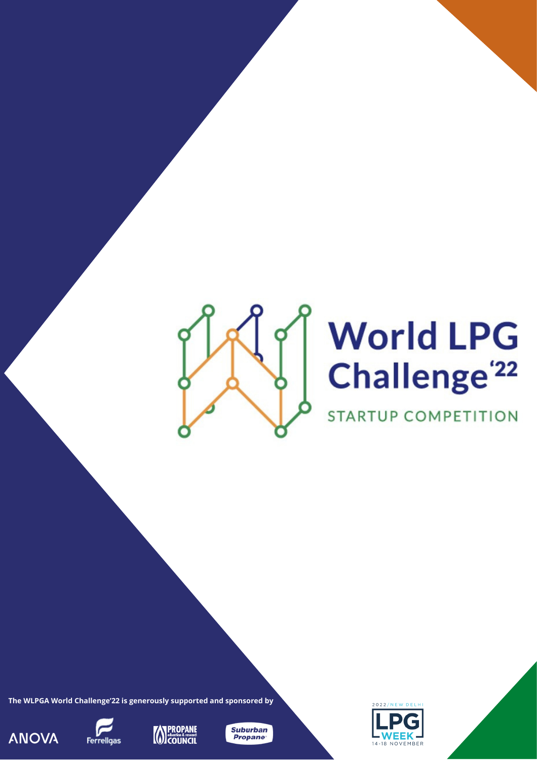# World LPG Challenge'22

STARTUP COMPETITION

The WLPGA World Challenge'22 is generously supported and sponsored by

ANOVA

Ferrellgas

PROPANE education & research COUNCIL

Suburban Propane

2022/NEW DELHI LPG WEEK 14-18 NOVEMBER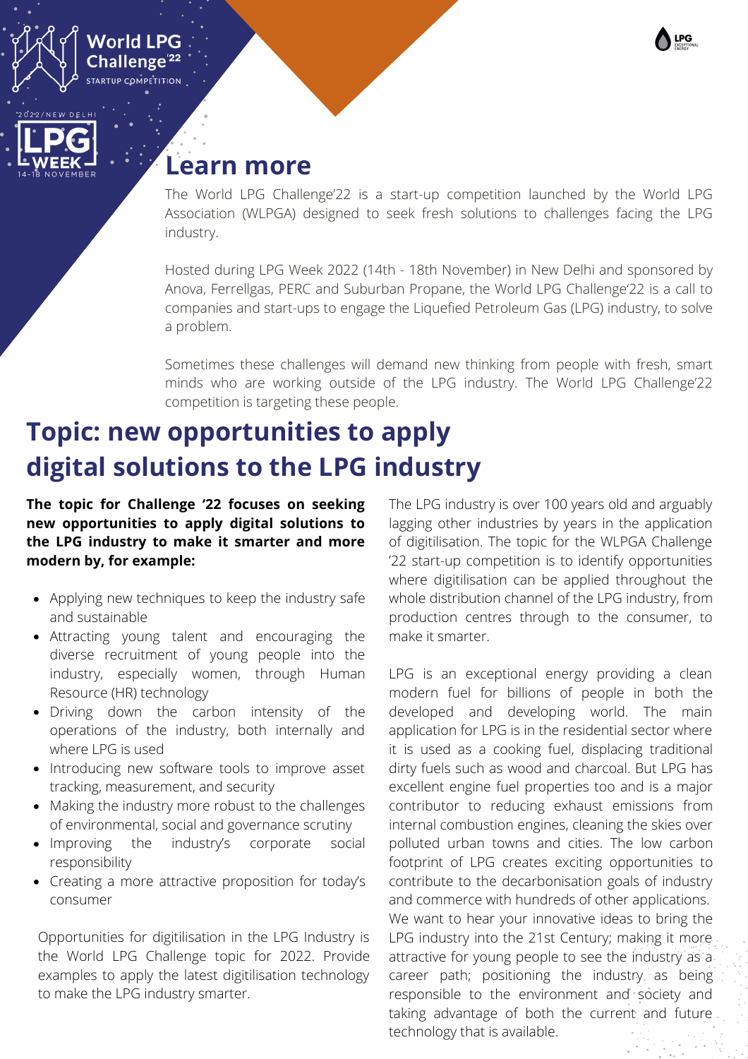## Learn more

The World LPG Challenge'22 is a start-up competition launched by the World LPG Association (WLPGA) designed to seek fresh solutions to challenges facing the LPG industry.

Hosted during LPG Week 2022 (14th - 18th November) in New Delhi and sponsored by Anova, Ferrellgas, PERC and Suburban Propane, the World LPG Challenge'22 is a call to companies and start-ups to engage the Liquefied Petroleum Gas (LPG) industry, to solve a problem.

Sometimes these challenges will demand new thinking from people with fresh, smart minds who are working outside of the LPG industry. The World LPG Challenge'22 competition is targeting these people.

# Topic: new opportunities to apply digital solutions to the LPG industry

**The topic for Challenge '22 focuses on seeking new opportunities to apply digital solutions to the LPG industry to make it smarter and more modern by, for example:**

- Applying new techniques to keep the industry safe and sustainable
- Attracting young talent and encouraging the diverse recruitment of young people into the industry, especially women, through Human Resource (HR) technology
- Driving down the carbon intensity of the operations of the industry, both internally and where LPG is used
- Introducing new software tools to improve asset tracking, measurement, and security
- Making the industry more robust to the challenges of environmental, social and governance scrutiny
- Improving the industry's corporate social responsibility
- Creating a more attractive proposition for today's consumer

Opportunities for digitilisation in the LPG Industry is the World LPG Challenge topic for 2022. Provide examples to apply the latest digitilisation technology to make the LPG industry smarter.

The LPG industry is over 100 years old and arguably lagging other industries by years in the application of digitilisation. The topic for the WLPGA Challenge '22 start-up competition is to identify opportunities where digitilisation can be applied throughout the whole distribution channel of the LPG industry, from production centres through to the consumer, to make it smarter.

LPG is an exceptional energy providing a clean modern fuel for billions of people in both the developed and developing world. The main application for LPG is in the residential sector where it is used as a cooking fuel, displacing traditional dirty fuels such as wood and charcoal. But LPG has excellent engine fuel properties too and is a major contributor to reducing exhaust emissions from internal combustion engines, cleaning the skies over polluted urban towns and cities. The low carbon footprint of LPG creates exciting opportunities to contribute to the decarbonisation goals of industry and commerce with hundreds of other applications. We want to hear your innovative ideas to bring the LPG industry into the 21st Century; making it more attractive for young people to see the industry as a career path; positioning the industry as being responsible to the environment and society and taking advantage of both the current and future technology that is available.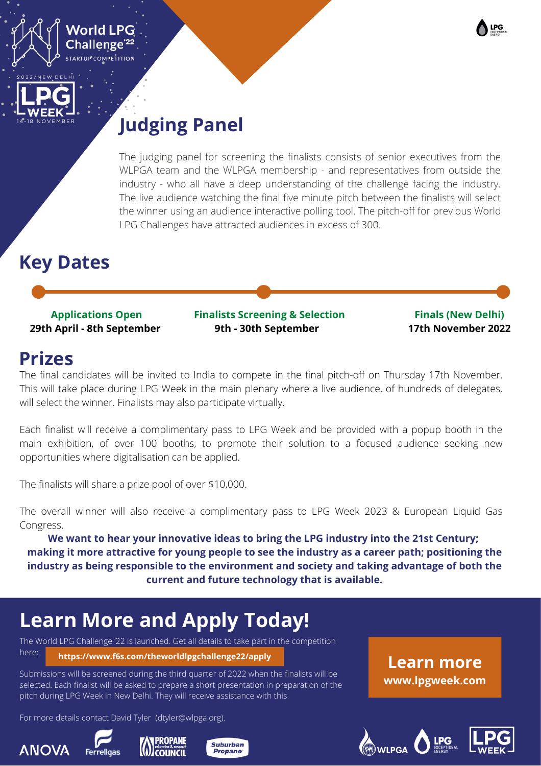## Judging Panel

The judging panel for screening the finalists consists of senior executives from the WLPGA team and the WLPGA membership - and representatives from outside the industry - who all have a deep understanding of the challenge facing the industry. The live audience watching the final five minute pitch between the finalists will select the winner using an audience interactive polling tool. The pitch-off for previous World LPG Challenges have attracted audiences in excess of 300.

## Key Dates

**Applications Open**
**29th April - 8th September**

**Finalists Screening & Selection**
**9th - 30th September**

**Finals (New Delhi)**
**17th November 2022**

## Prizes

The final candidates will be invited to India to compete in the final pitch-off on Thursday 17th November. This will take place during LPG Week in the main plenary where a live audience, of hundreds of delegates, will select the winner. Finalists may also participate virtually.

Each finalist will receive a complimentary pass to LPG Week and be provided with a popup booth in the main exhibition, of over 100 booths, to promote their solution to a focused audience seeking new opportunities where digitalisation can be applied.

The finalists will share a prize pool of over $10,000.

The overall winner will also receive a complimentary pass to LPG Week 2023 & European Liquid Gas Congress.

**We want to hear your innovative ideas to bring the LPG industry into the 21st Century; making it more attractive for young people to see the industry as a career path; positioning the industry as being responsible to the environment and society and taking advantage of both the current and future technology that is available.**

## Learn More and Apply Today!

The World LPG Challenge '22 is launched. Get all details to take part in the competition here: **https://www.f6s.com/theworldlpgchallenge22/apply**

Submissions will be screened during the third quarter of 2022 when the finalists will be selected. Each finalist will be asked to prepare a short presentation in preparation of the pitch during LPG Week in New Delhi. They will receive assistance with this.

For more details contact David Tyler (dtyler@wlpga.org).

**Learn more**
**www.lpgweek.com**